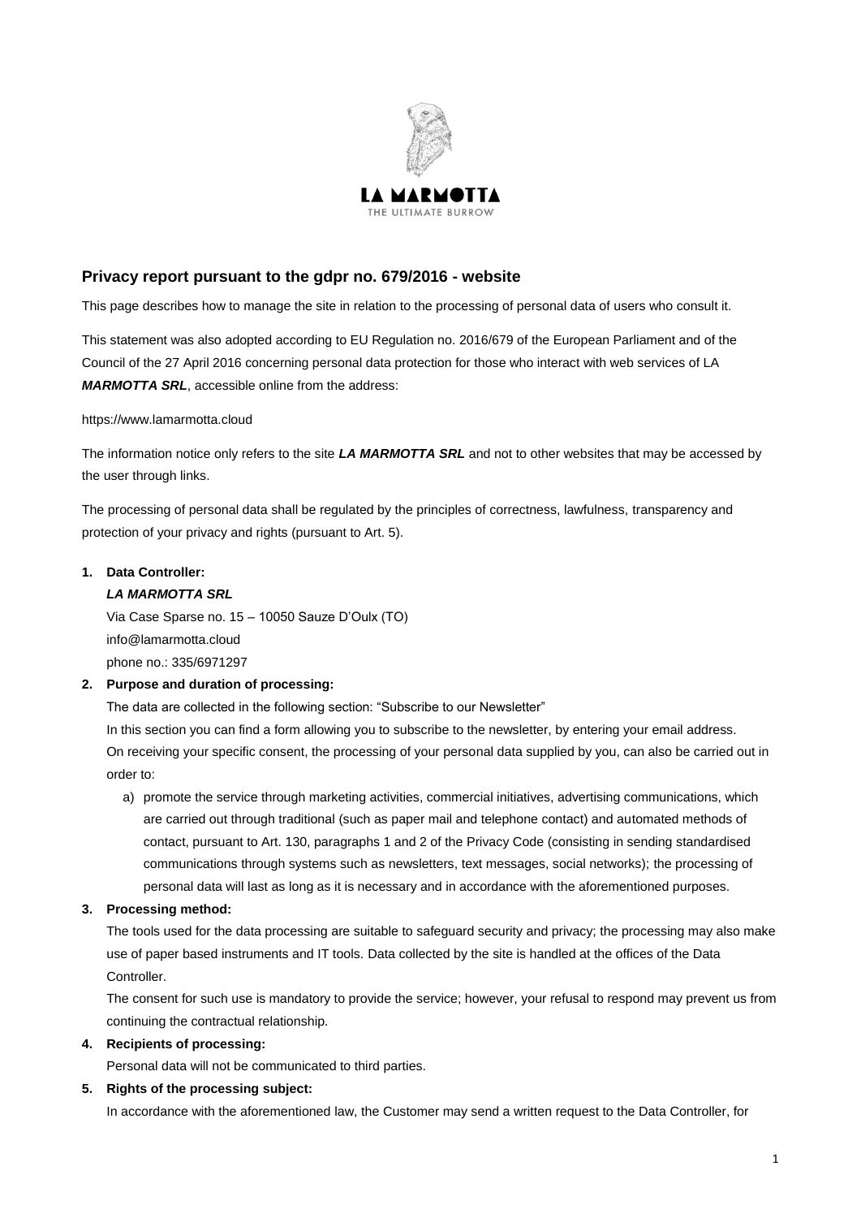LA MARMOTTA
THE ULTIMATE BURROW

## Privacy report pursuant to the gdpr no. 679/2016 - website

This page describes how to manage the site in relation to the processing of personal data of users who consult it.

This statement was also adopted according to EU Regulation no. 2016/679 of the European Parliament and of the Council of the 27 April 2016 concerning personal data protection for those who interact with web services of LA ***MARMOTTA SRL***, accessible online from the address:

https://www.lamarmotta.cloud

The information notice only refers to the site ***LA MARMOTTA SRL*** and not to other websites that may be accessed by the user through links.

The processing of personal data shall be regulated by the principles of correctness, lawfulness, transparency and protection of your privacy and rights (pursuant to Art. 5).

1. **Data Controller:**
   ***LA MARMOTTA SRL***
   Via Case Sparse no. 15 – 10050 Sauze D'Oulx (TO)
   info@lamarmotta.cloud
   phone no.: 335/6971297
2. **Purpose and duration of processing:**
   The data are collected in the following section: "Subscribe to our Newsletter"
   In this section you can find a form allowing you to subscribe to the newsletter, by entering your email address.
   On receiving your specific consent, the processing of your personal data supplied by you, can also be carried out in order to:
   a) promote the service through marketing activities, commercial initiatives, advertising communications, which are carried out through traditional (such as paper mail and telephone contact) and automated methods of contact, pursuant to Art. 130, paragraphs 1 and 2 of the Privacy Code (consisting in sending standardised communications through systems such as newsletters, text messages, social networks); the processing of personal data will last as long as it is necessary and in accordance with the aforementioned purposes.
3. **Processing method:**
   The tools used for the data processing are suitable to safeguard security and privacy; the processing may also make use of paper based instruments and IT tools. Data collected by the site is handled at the offices of the Data Controller.
   The consent for such use is mandatory to provide the service; however, your refusal to respond may prevent us from continuing the contractual relationship.
4. **Recipients of processing:**
   Personal data will not be communicated to third parties.
5. **Rights of the processing subject:**
   In accordance with the aforementioned law, the Customer may send a written request to the Data Controller, for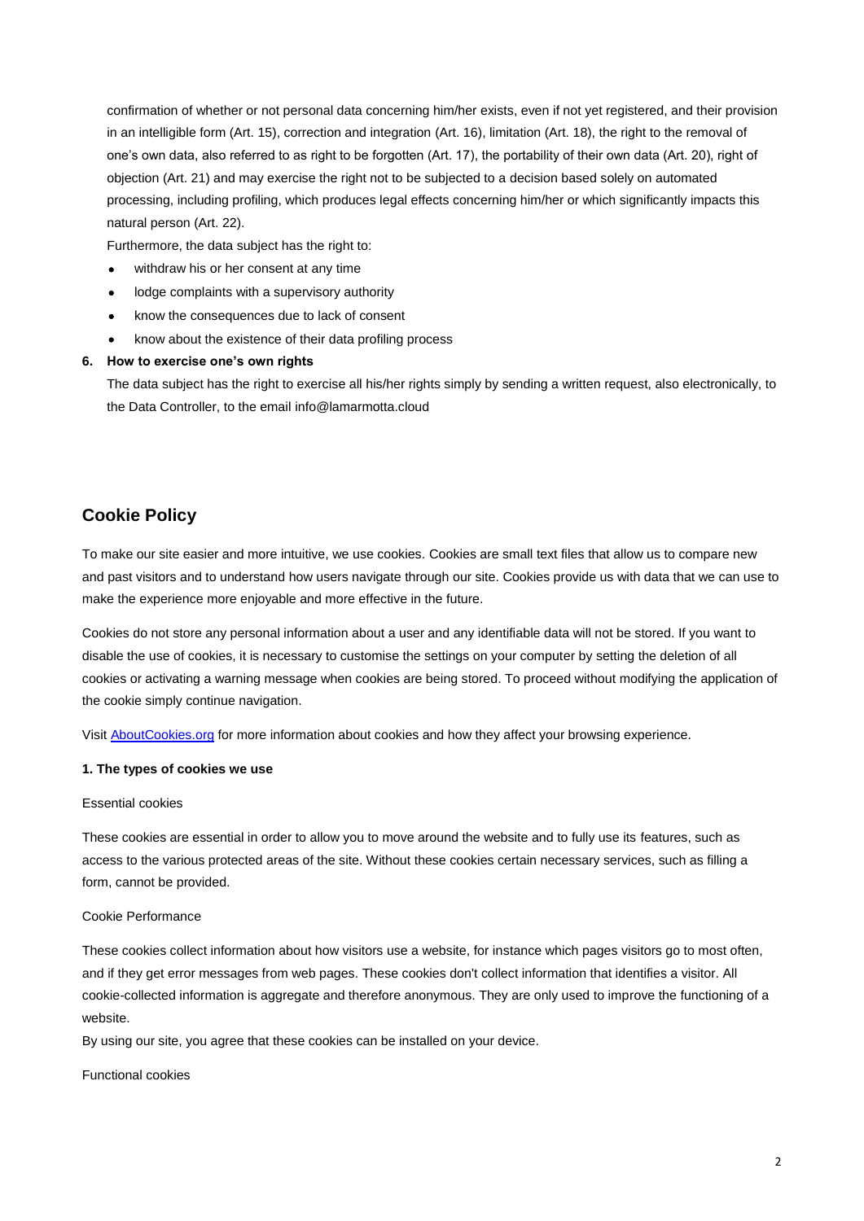confirmation of whether or not personal data concerning him/her exists, even if not yet registered, and their provision in an intelligible form (Art. 15), correction and integration (Art. 16), limitation (Art. 18), the right to the removal of one's own data, also referred to as right to be forgotten (Art. 17), the portability of their own data (Art. 20), right of objection (Art. 21) and may exercise the right not to be subjected to a decision based solely on automated processing, including profiling, which produces legal effects concerning him/her or which significantly impacts this natural person (Art. 22).

Furthermore, the data subject has the right to:

- withdraw his or her consent at any time
- lodge complaints with a supervisory authority
- know the consequences due to lack of consent
- know about the existence of their data profiling process

**6. How to exercise one's own rights**

The data subject has the right to exercise all his/her rights simply by sending a written request, also electronically, to the Data Controller, to the email info@lamarmotta.cloud

## Cookie Policy

To make our site easier and more intuitive, we use cookies. Cookies are small text files that allow us to compare new and past visitors and to understand how users navigate through our site. Cookies provide us with data that we can use to make the experience more enjoyable and more effective in the future.

Cookies do not store any personal information about a user and any identifiable data will not be stored. If you want to disable the use of cookies, it is necessary to customise the settings on your computer by setting the deletion of all cookies or activating a warning message when cookies are being stored. To proceed without modifying the application of the cookie simply continue navigation.

Visit AboutCookies.org for more information about cookies and how they affect your browsing experience.

**1. The types of cookies we use**

Essential cookies

These cookies are essential in order to allow you to move around the website and to fully use its features, such as access to the various protected areas of the site. Without these cookies certain necessary services, such as filling a form, cannot be provided.

Cookie Performance

These cookies collect information about how visitors use a website, for instance which pages visitors go to most often, and if they get error messages from web pages. These cookies don't collect information that identifies a visitor. All cookie-collected information is aggregate and therefore anonymous. They are only used to improve the functioning of a website.

By using our site, you agree that these cookies can be installed on your device.

Functional cookies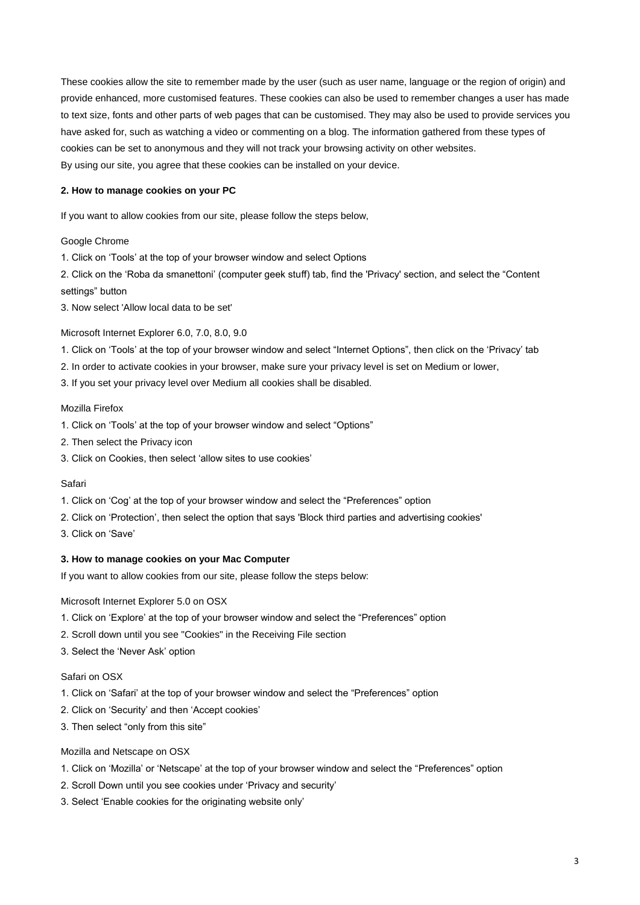These cookies allow the site to remember made by the user (such as user name, language or the region of origin) and provide enhanced, more customised features. These cookies can also be used to remember changes a user has made to text size, fonts and other parts of web pages that can be customised. They may also be used to provide services you have asked for, such as watching a video or commenting on a blog. The information gathered from these types of cookies can be set to anonymous and they will not track your browsing activity on other websites.
By using our site, you agree that these cookies can be installed on your device.

**2. How to manage cookies on your PC**

If you want to allow cookies from our site, please follow the steps below,

Google Chrome

1. Click on 'Tools' at the top of your browser window and select Options
2. Click on the 'Roba da smanettoni' (computer geek stuff) tab, find the 'Privacy' section, and select the "Content settings" button
3. Now select 'Allow local data to be set'

Microsoft Internet Explorer 6.0, 7.0, 8.0, 9.0

1. Click on 'Tools' at the top of your browser window and select "Internet Options", then click on the 'Privacy' tab
2. In order to activate cookies in your browser, make sure your privacy level is set on Medium or lower,
3. If you set your privacy level over Medium all cookies shall be disabled.

Mozilla Firefox

1. Click on 'Tools' at the top of your browser window and select "Options"
2. Then select the Privacy icon
3. Click on Cookies, then select 'allow sites to use cookies'

Safari

1. Click on 'Cog' at the top of your browser window and select the "Preferences" option
2. Click on 'Protection', then select the option that says 'Block third parties and advertising cookies'
3. Click on 'Save'

**3. How to manage cookies on your Mac Computer**

If you want to allow cookies from our site, please follow the steps below:

Microsoft Internet Explorer 5.0 on OSX

1. Click on 'Explore' at the top of your browser window and select the "Preferences" option
2. Scroll down until you see "Cookies" in the Receiving File section
3. Select the 'Never Ask' option

Safari on OSX

1. Click on 'Safari' at the top of your browser window and select the "Preferences" option
2. Click on 'Security' and then 'Accept cookies'
3. Then select "only from this site"

Mozilla and Netscape on OSX

1. Click on 'Mozilla' or 'Netscape' at the top of your browser window and select the "Preferences" option
2. Scroll Down until you see cookies under 'Privacy and security'
3. Select 'Enable cookies for the originating website only'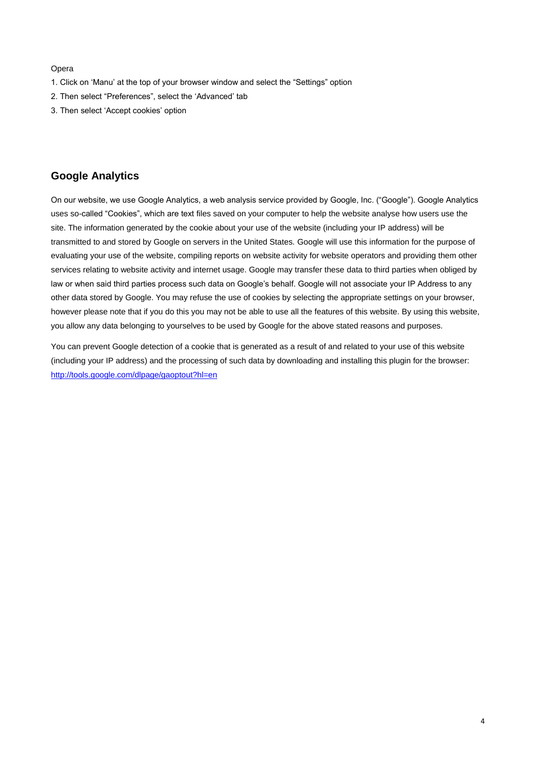Opera

1. Click on 'Manu' at the top of your browser window and select the "Settings" option
2. Then select "Preferences", select the 'Advanced' tab
3. Then select 'Accept cookies' option

## Google Analytics

On our website, we use Google Analytics, a web analysis service provided by Google, Inc. ("Google"). Google Analytics uses so-called "Cookies", which are text files saved on your computer to help the website analyse how users use the site. The information generated by the cookie about your use of the website (including your IP address) will be transmitted to and stored by Google on servers in the United States. Google will use this information for the purpose of evaluating your use of the website, compiling reports on website activity for website operators and providing them other services relating to website activity and internet usage. Google may transfer these data to third parties when obliged by law or when said third parties process such data on Google's behalf. Google will not associate your IP Address to any other data stored by Google. You may refuse the use of cookies by selecting the appropriate settings on your browser, however please note that if you do this you may not be able to use all the features of this website. By using this website, you allow any data belonging to yourselves to be used by Google for the above stated reasons and purposes.

You can prevent Google detection of a cookie that is generated as a result of and related to your use of this website (including your IP address) and the processing of such data by downloading and installing this plugin for the browser: [http://tools.google.com/dlpage/gaoptout?hl=en](http://tools.google.com/dlpage/gaoptout?hl=en)